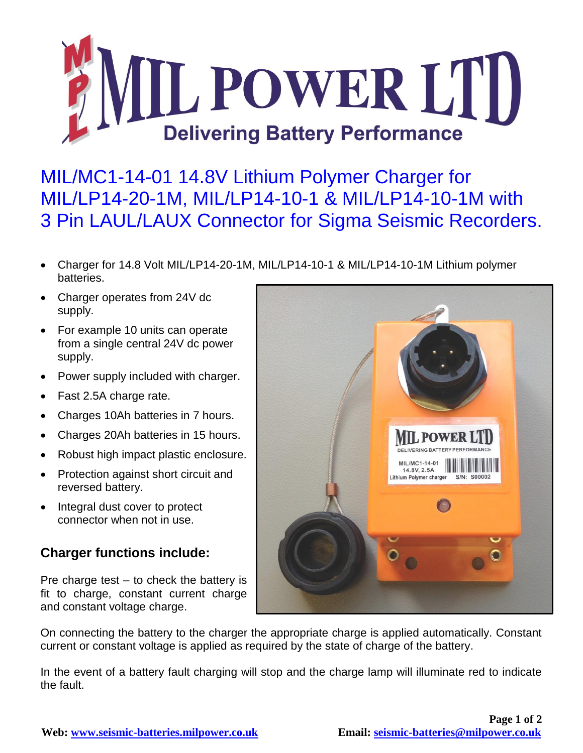# MIL POWER LTD

Delivering Battery Performance

## MIL/MC1-14-01 14.8V Lithium Polymer Charger for MIL/LP14-20-1M, MIL/LP14-10-1 & MIL/LP14-10-1M with 3 Pin LAUL/LAUX Connector for Sigma Seismic Recorders.

- Charger for 14.8 Volt MIL/LP14-20-1M, MIL/LP14-10-1 & MIL/LP14-10-1M Lithium polymer batteries.
- Charger operates from 24V dc supply.
- For example 10 units can operate from a single central 24V dc power supply.
- Power supply included with charger.
- Fast 2.5A charge rate.
- Charges 10Ah batteries in 7 hours.
- Charges 20Ah batteries in 15 hours.
- Robust high impact plastic enclosure.
- Protection against short circuit and reversed battery.
- Integral dust cover to protect connector when not in use.

### Charger functions include:

Pre charge test – to check the battery is fit to charge, constant current charge and constant voltage charge.

On connecting the battery to the charger the appropriate charge is applied automatically. Constant current or constant voltage is applied as required by the state of charge of the battery.

In the event of a battery fault charging will stop and the charge lamp will illuminate red to indicate the fault.

**Web:** www.seismic-batteries.milpower.co.uk **Email:** seismic-batteries@milpower.co.uk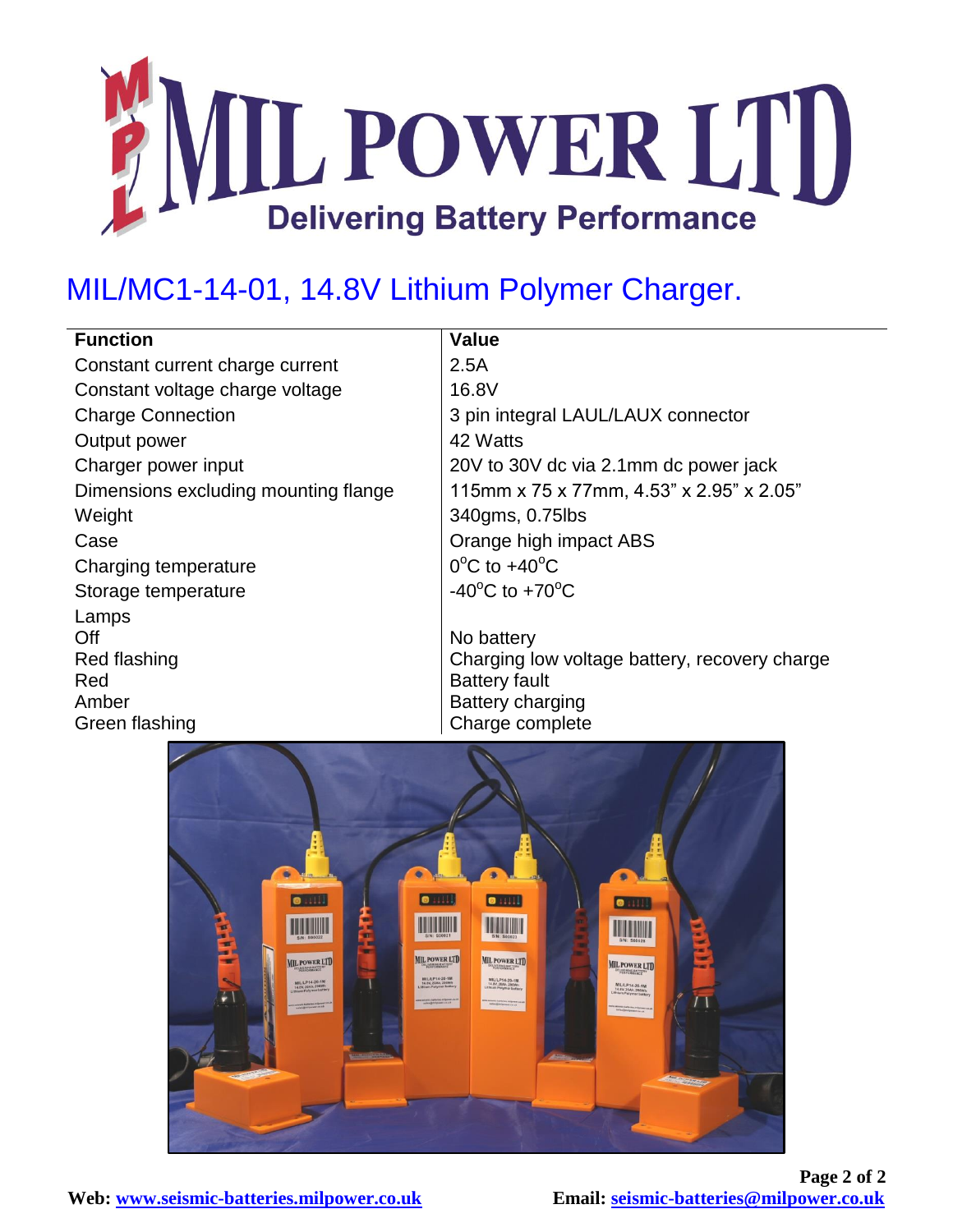# MIL POWER LTD

**Delivering Battery Performance**

## MIL/MC1-14-01, 14.8V Lithium Polymer Charger.

| Function | Value |
| --- | --- |
| Constant current charge current | 2.5A |
| Constant voltage charge voltage | 16.8V |
| Charge Connection | 3 pin integral LAUL/LAUX connector |
| Output power | 42 Watts |
| Charger power input | 20V to 30V dc via 2.1mm dc power jack |
| Dimensions excluding mounting flange | 115mm x 75 x 77mm, 4.53" x 2.95" x 2.05" |
| Weight | 340gms, 0.75lbs |
| Case | Orange high impact ABS |
| Charging temperature | $0^{o}$C to $+40^{o}$C |
| Storage temperature | $-40^{o}$C to $+70^{o}$C |
| Lamps | |
| Off | No battery |
| Red flashing | Charging low voltage battery, recovery charge |
| Red | Battery fault |
| Amber | Battery charging |
| Green flashing | Charge complete |

**Web: www.seismic-batteries.milpower.co.uk** **Email: seismic-batteries@milpower.co.uk**